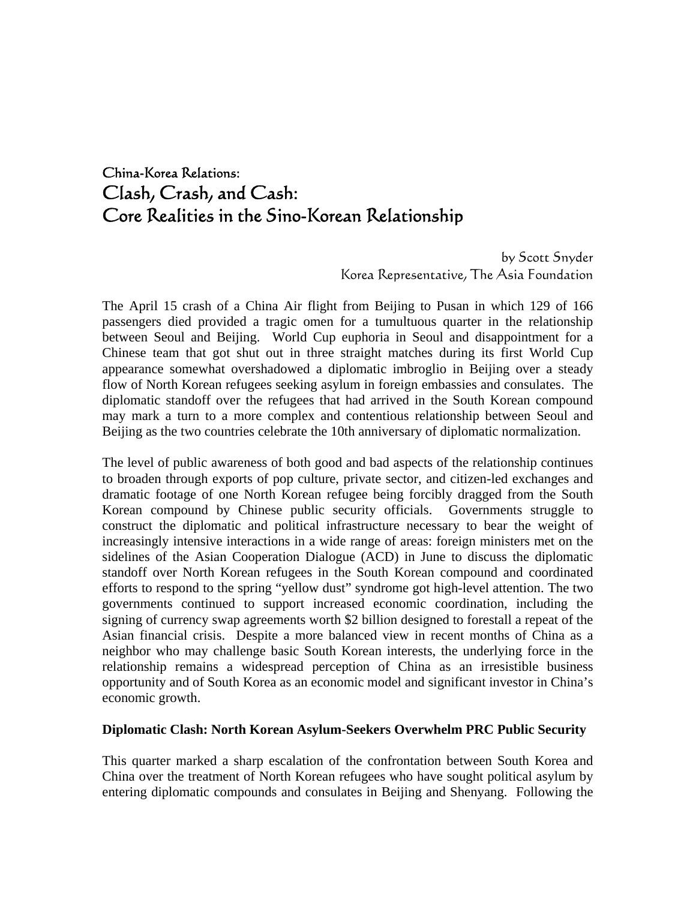## China-Korea Relations:

# Clash, Crash, and Cash: Core Realities in the Sino-Korean Relationship

by Scott Snyder
Korea Representative, The Asia Foundation

The April 15 crash of a China Air flight from Beijing to Pusan in which 129 of 166 passengers died provided a tragic omen for a tumultuous quarter in the relationship between Seoul and Beijing. World Cup euphoria in Seoul and disappointment for a Chinese team that got shut out in three straight matches during its first World Cup appearance somewhat overshadowed a diplomatic imbroglio in Beijing over a steady flow of North Korean refugees seeking asylum in foreign embassies and consulates. The diplomatic standoff over the refugees that had arrived in the South Korean compound may mark a turn to a more complex and contentious relationship between Seoul and Beijing as the two countries celebrate the 10th anniversary of diplomatic normalization.

The level of public awareness of both good and bad aspects of the relationship continues to broaden through exports of pop culture, private sector, and citizen-led exchanges and dramatic footage of one North Korean refugee being forcibly dragged from the South Korean compound by Chinese public security officials. Governments struggle to construct the diplomatic and political infrastructure necessary to bear the weight of increasingly intensive interactions in a wide range of areas: foreign ministers met on the sidelines of the Asian Cooperation Dialogue (ACD) in June to discuss the diplomatic standoff over North Korean refugees in the South Korean compound and coordinated efforts to respond to the spring "yellow dust" syndrome got high-level attention. The two governments continued to support increased economic coordination, including the signing of currency swap agreements worth $2 billion designed to forestall a repeat of the Asian financial crisis. Despite a more balanced view in recent months of China as a neighbor who may challenge basic South Korean interests, the underlying force in the relationship remains a widespread perception of China as an irresistible business opportunity and of South Korea as an economic model and significant investor in China's economic growth.

**Diplomatic Clash: North Korean Asylum-Seekers Overwhelm PRC Public Security**

This quarter marked a sharp escalation of the confrontation between South Korea and China over the treatment of North Korean refugees who have sought political asylum by entering diplomatic compounds and consulates in Beijing and Shenyang. Following the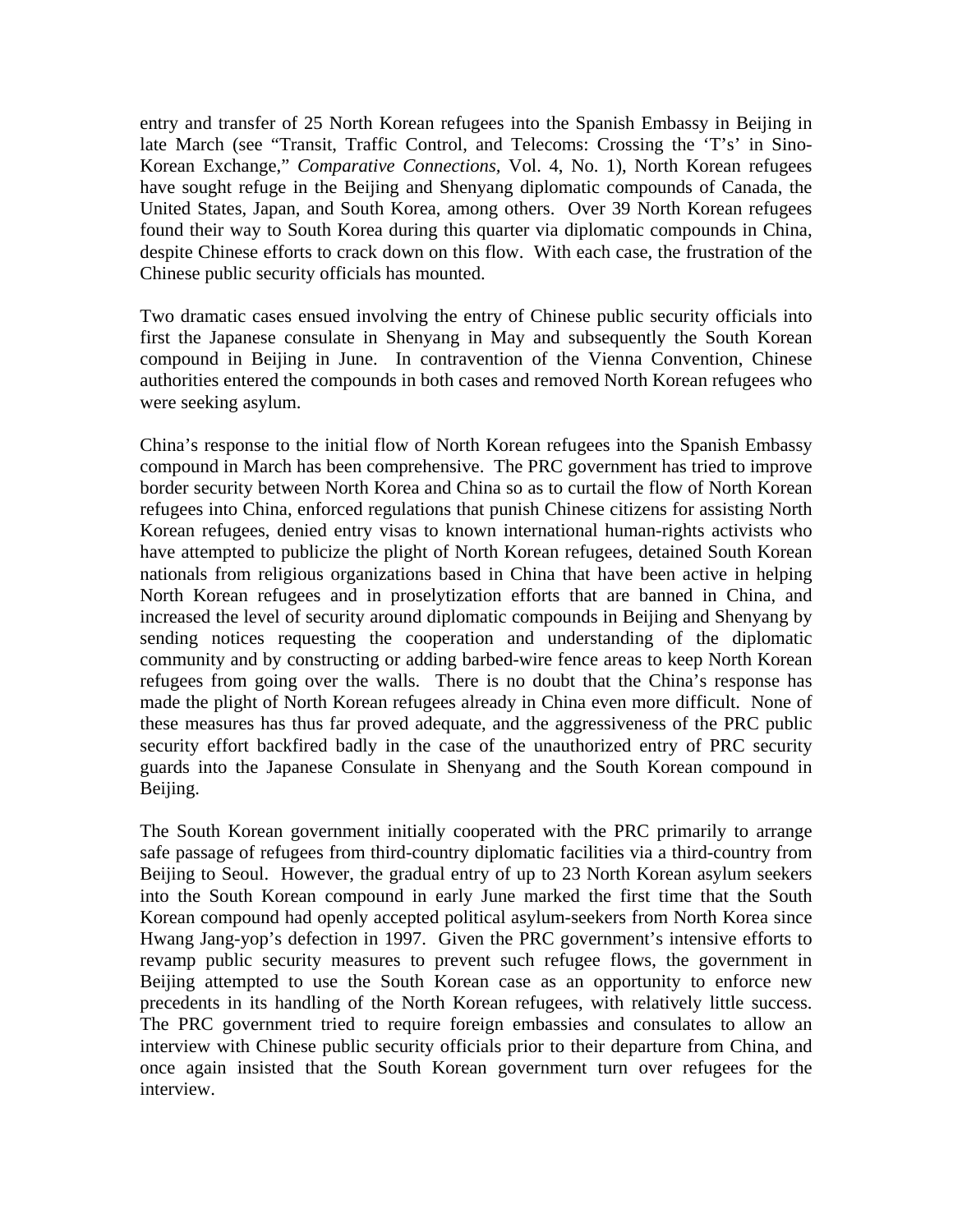entry and transfer of 25 North Korean refugees into the Spanish Embassy in Beijing in late March (see "Transit, Traffic Control, and Telecoms: Crossing the 'T's' in Sino-Korean Exchange," *Comparative Connections*, Vol. 4, No. 1), North Korean refugees have sought refuge in the Beijing and Shenyang diplomatic compounds of Canada, the United States, Japan, and South Korea, among others. Over 39 North Korean refugees found their way to South Korea during this quarter via diplomatic compounds in China, despite Chinese efforts to crack down on this flow. With each case, the frustration of the Chinese public security officials has mounted.

Two dramatic cases ensued involving the entry of Chinese public security officials into first the Japanese consulate in Shenyang in May and subsequently the South Korean compound in Beijing in June. In contravention of the Vienna Convention, Chinese authorities entered the compounds in both cases and removed North Korean refugees who were seeking asylum.

China's response to the initial flow of North Korean refugees into the Spanish Embassy compound in March has been comprehensive. The PRC government has tried to improve border security between North Korea and China so as to curtail the flow of North Korean refugees into China, enforced regulations that punish Chinese citizens for assisting North Korean refugees, denied entry visas to known international human-rights activists who have attempted to publicize the plight of North Korean refugees, detained South Korean nationals from religious organizations based in China that have been active in helping North Korean refugees and in proselytization efforts that are banned in China, and increased the level of security around diplomatic compounds in Beijing and Shenyang by sending notices requesting the cooperation and understanding of the diplomatic community and by constructing or adding barbed-wire fence areas to keep North Korean refugees from going over the walls. There is no doubt that the China's response has made the plight of North Korean refugees already in China even more difficult. None of these measures has thus far proved adequate, and the aggressiveness of the PRC public security effort backfired badly in the case of the unauthorized entry of PRC security guards into the Japanese Consulate in Shenyang and the South Korean compound in Beijing.

The South Korean government initially cooperated with the PRC primarily to arrange safe passage of refugees from third-country diplomatic facilities via a third-country from Beijing to Seoul. However, the gradual entry of up to 23 North Korean asylum seekers into the South Korean compound in early June marked the first time that the South Korean compound had openly accepted political asylum-seekers from North Korea since Hwang Jang-yop's defection in 1997. Given the PRC government's intensive efforts to revamp public security measures to prevent such refugee flows, the government in Beijing attempted to use the South Korean case as an opportunity to enforce new precedents in its handling of the North Korean refugees, with relatively little success. The PRC government tried to require foreign embassies and consulates to allow an interview with Chinese public security officials prior to their departure from China, and once again insisted that the South Korean government turn over refugees for the interview.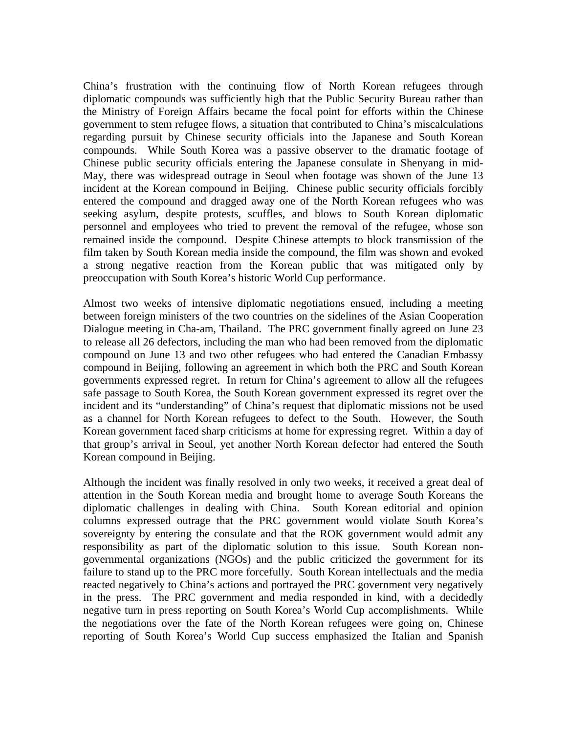China's frustration with the continuing flow of North Korean refugees through diplomatic compounds was sufficiently high that the Public Security Bureau rather than the Ministry of Foreign Affairs became the focal point for efforts within the Chinese government to stem refugee flows, a situation that contributed to China's miscalculations regarding pursuit by Chinese security officials into the Japanese and South Korean compounds. While South Korea was a passive observer to the dramatic footage of Chinese public security officials entering the Japanese consulate in Shenyang in mid-May, there was widespread outrage in Seoul when footage was shown of the June 13 incident at the Korean compound in Beijing. Chinese public security officials forcibly entered the compound and dragged away one of the North Korean refugees who was seeking asylum, despite protests, scuffles, and blows to South Korean diplomatic personnel and employees who tried to prevent the removal of the refugee, whose son remained inside the compound. Despite Chinese attempts to block transmission of the film taken by South Korean media inside the compound, the film was shown and evoked a strong negative reaction from the Korean public that was mitigated only by preoccupation with South Korea's historic World Cup performance.

Almost two weeks of intensive diplomatic negotiations ensued, including a meeting between foreign ministers of the two countries on the sidelines of the Asian Cooperation Dialogue meeting in Cha-am, Thailand. The PRC government finally agreed on June 23 to release all 26 defectors, including the man who had been removed from the diplomatic compound on June 13 and two other refugees who had entered the Canadian Embassy compound in Beijing, following an agreement in which both the PRC and South Korean governments expressed regret. In return for China's agreement to allow all the refugees safe passage to South Korea, the South Korean government expressed its regret over the incident and its "understanding" of China's request that diplomatic missions not be used as a channel for North Korean refugees to defect to the South. However, the South Korean government faced sharp criticisms at home for expressing regret. Within a day of that group's arrival in Seoul, yet another North Korean defector had entered the South Korean compound in Beijing.

Although the incident was finally resolved in only two weeks, it received a great deal of attention in the South Korean media and brought home to average South Koreans the diplomatic challenges in dealing with China. South Korean editorial and opinion columns expressed outrage that the PRC government would violate South Korea's sovereignty by entering the consulate and that the ROK government would admit any responsibility as part of the diplomatic solution to this issue. South Korean non-governmental organizations (NGOs) and the public criticized the government for its failure to stand up to the PRC more forcefully. South Korean intellectuals and the media reacted negatively to China's actions and portrayed the PRC government very negatively in the press. The PRC government and media responded in kind, with a decidedly negative turn in press reporting on South Korea's World Cup accomplishments. While the negotiations over the fate of the North Korean refugees were going on, Chinese reporting of South Korea's World Cup success emphasized the Italian and Spanish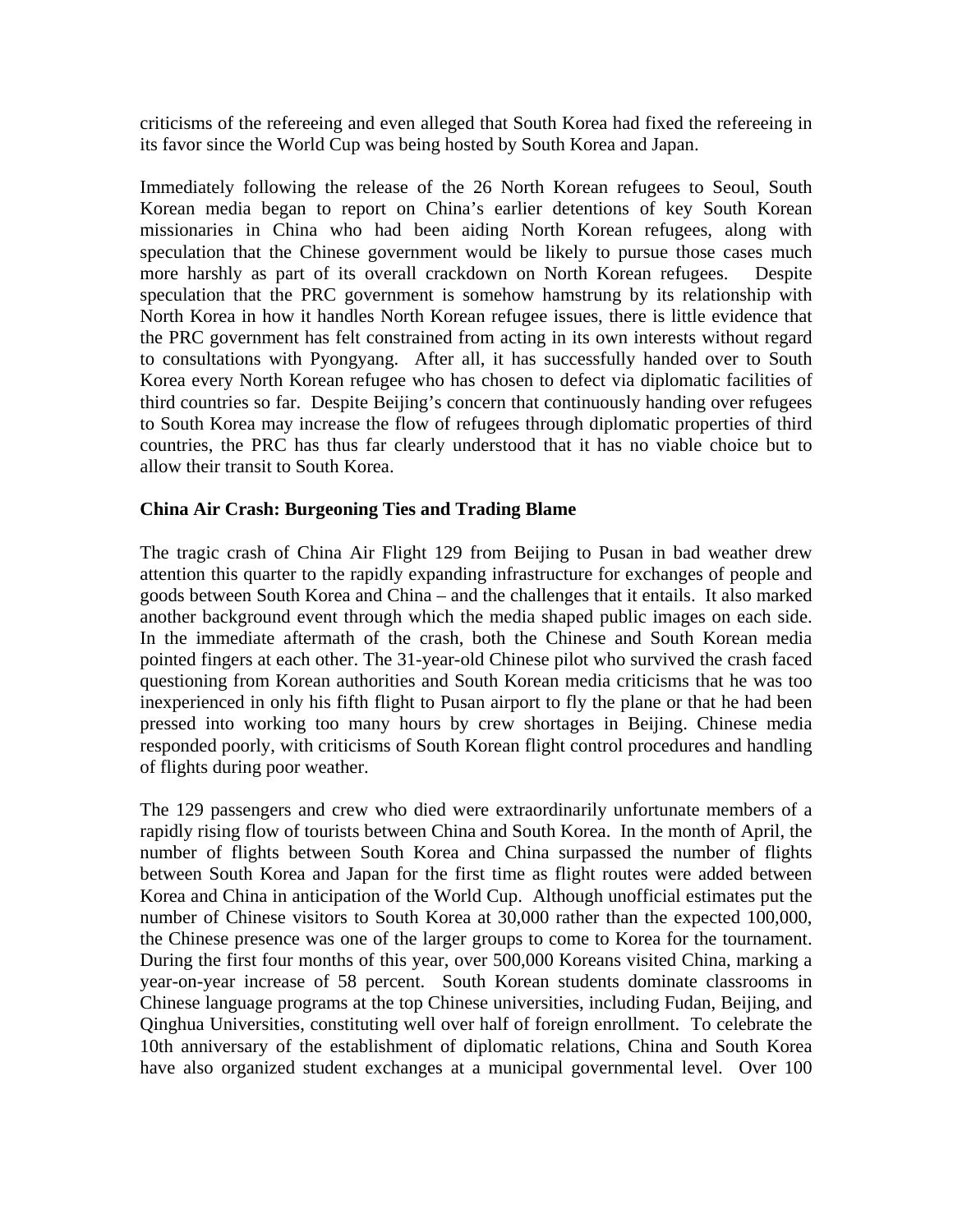criticisms of the refereeing and even alleged that South Korea had fixed the refereeing in its favor since the World Cup was being hosted by South Korea and Japan.

Immediately following the release of the 26 North Korean refugees to Seoul, South Korean media began to report on China's earlier detentions of key South Korean missionaries in China who had been aiding North Korean refugees, along with speculation that the Chinese government would be likely to pursue those cases much more harshly as part of its overall crackdown on North Korean refugees. Despite speculation that the PRC government is somehow hamstrung by its relationship with North Korea in how it handles North Korean refugee issues, there is little evidence that the PRC government has felt constrained from acting in its own interests without regard to consultations with Pyongyang. After all, it has successfully handed over to South Korea every North Korean refugee who has chosen to defect via diplomatic facilities of third countries so far. Despite Beijing's concern that continuously handing over refugees to South Korea may increase the flow of refugees through diplomatic properties of third countries, the PRC has thus far clearly understood that it has no viable choice but to allow their transit to South Korea.

**China Air Crash: Burgeoning Ties and Trading Blame**

The tragic crash of China Air Flight 129 from Beijing to Pusan in bad weather drew attention this quarter to the rapidly expanding infrastructure for exchanges of people and goods between South Korea and China – and the challenges that it entails. It also marked another background event through which the media shaped public images on each side. In the immediate aftermath of the crash, both the Chinese and South Korean media pointed fingers at each other. The 31-year-old Chinese pilot who survived the crash faced questioning from Korean authorities and South Korean media criticisms that he was too inexperienced in only his fifth flight to Pusan airport to fly the plane or that he had been pressed into working too many hours by crew shortages in Beijing. Chinese media responded poorly, with criticisms of South Korean flight control procedures and handling of flights during poor weather.

The 129 passengers and crew who died were extraordinarily unfortunate members of a rapidly rising flow of tourists between China and South Korea. In the month of April, the number of flights between South Korea and China surpassed the number of flights between South Korea and Japan for the first time as flight routes were added between Korea and China in anticipation of the World Cup. Although unofficial estimates put the number of Chinese visitors to South Korea at 30,000 rather than the expected 100,000, the Chinese presence was one of the larger groups to come to Korea for the tournament. During the first four months of this year, over 500,000 Koreans visited China, marking a year-on-year increase of 58 percent. South Korean students dominate classrooms in Chinese language programs at the top Chinese universities, including Fudan, Beijing, and Qinghua Universities, constituting well over half of foreign enrollment. To celebrate the 10th anniversary of the establishment of diplomatic relations, China and South Korea have also organized student exchanges at a municipal governmental level. Over 100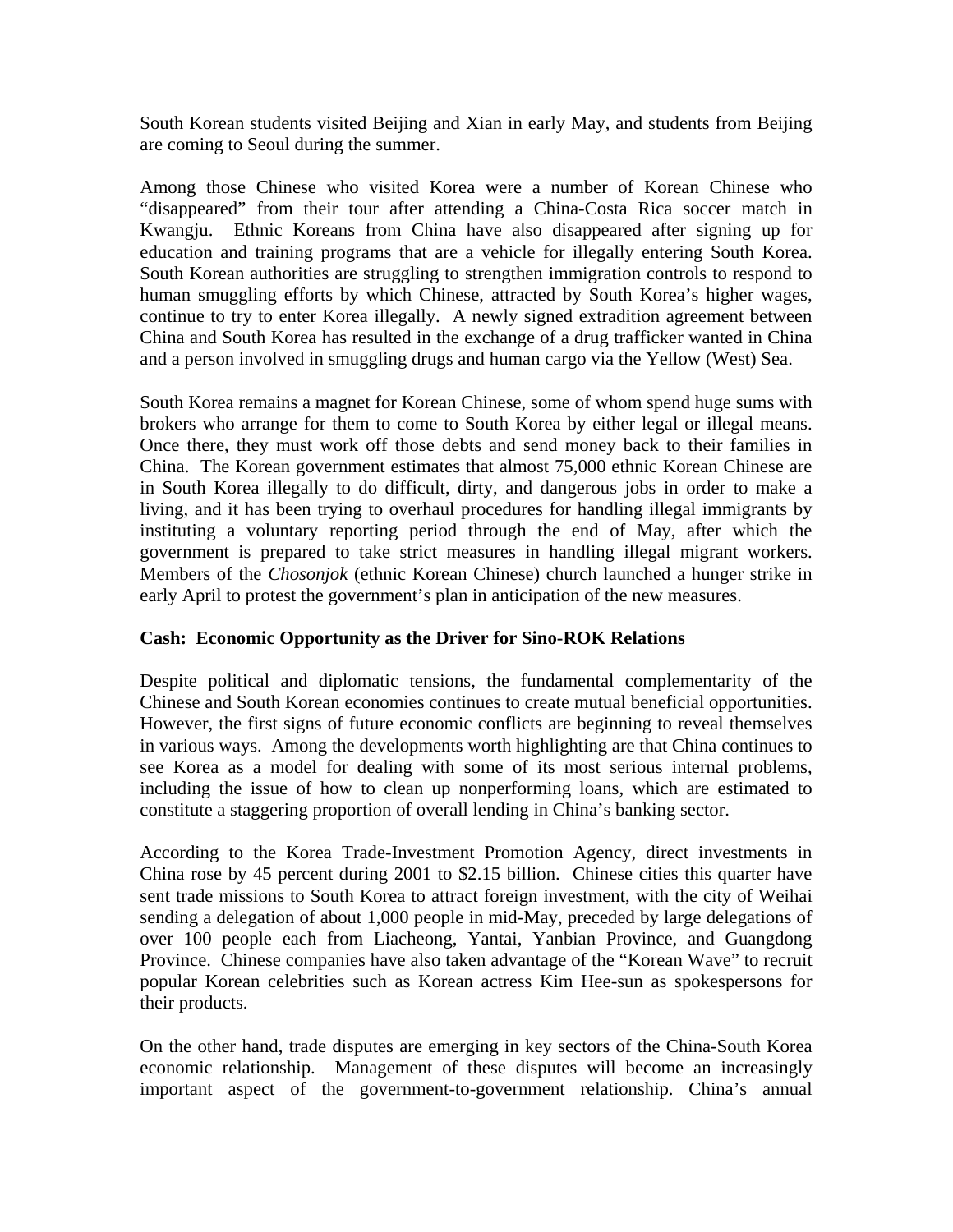South Korean students visited Beijing and Xian in early May, and students from Beijing are coming to Seoul during the summer.

Among those Chinese who visited Korea were a number of Korean Chinese who "disappeared" from their tour after attending a China-Costa Rica soccer match in Kwangju. Ethnic Koreans from China have also disappeared after signing up for education and training programs that are a vehicle for illegally entering South Korea. South Korean authorities are struggling to strengthen immigration controls to respond to human smuggling efforts by which Chinese, attracted by South Korea's higher wages, continue to try to enter Korea illegally. A newly signed extradition agreement between China and South Korea has resulted in the exchange of a drug trafficker wanted in China and a person involved in smuggling drugs and human cargo via the Yellow (West) Sea.

South Korea remains a magnet for Korean Chinese, some of whom spend huge sums with brokers who arrange for them to come to South Korea by either legal or illegal means. Once there, they must work off those debts and send money back to their families in China. The Korean government estimates that almost 75,000 ethnic Korean Chinese are in South Korea illegally to do difficult, dirty, and dangerous jobs in order to make a living, and it has been trying to overhaul procedures for handling illegal immigrants by instituting a voluntary reporting period through the end of May, after which the government is prepared to take strict measures in handling illegal migrant workers. Members of the *Chosonjok* (ethnic Korean Chinese) church launched a hunger strike in early April to protest the government's plan in anticipation of the new measures.

**Cash: Economic Opportunity as the Driver for Sino-ROK Relations**

Despite political and diplomatic tensions, the fundamental complementarity of the Chinese and South Korean economies continues to create mutual beneficial opportunities. However, the first signs of future economic conflicts are beginning to reveal themselves in various ways. Among the developments worth highlighting are that China continues to see Korea as a model for dealing with some of its most serious internal problems, including the issue of how to clean up nonperforming loans, which are estimated to constitute a staggering proportion of overall lending in China's banking sector.

According to the Korea Trade-Investment Promotion Agency, direct investments in China rose by 45 percent during 2001 to $2.15 billion. Chinese cities this quarter have sent trade missions to South Korea to attract foreign investment, with the city of Weihai sending a delegation of about 1,000 people in mid-May, preceded by large delegations of over 100 people each from Liacheong, Yantai, Yanbian Province, and Guangdong Province. Chinese companies have also taken advantage of the "Korean Wave" to recruit popular Korean celebrities such as Korean actress Kim Hee-sun as spokespersons for their products.

On the other hand, trade disputes are emerging in key sectors of the China-South Korea economic relationship. Management of these disputes will become an increasingly important aspect of the government-to-government relationship. China's annual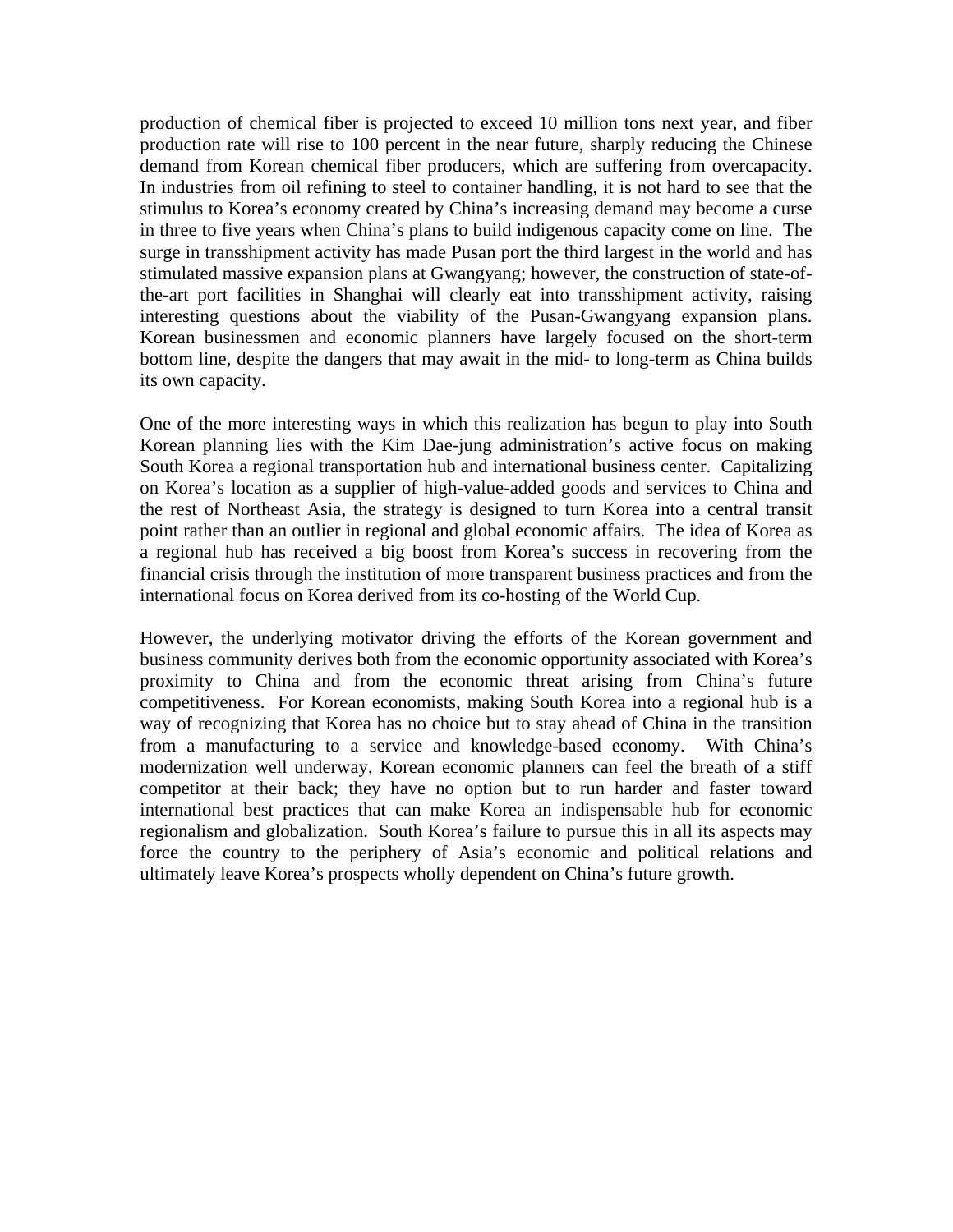production of chemical fiber is projected to exceed 10 million tons next year, and fiber production rate will rise to 100 percent in the near future, sharply reducing the Chinese demand from Korean chemical fiber producers, which are suffering from overcapacity. In industries from oil refining to steel to container handling, it is not hard to see that the stimulus to Korea's economy created by China's increasing demand may become a curse in three to five years when China's plans to build indigenous capacity come on line. The surge in transshipment activity has made Pusan port the third largest in the world and has stimulated massive expansion plans at Gwangyang; however, the construction of state-of-the-art port facilities in Shanghai will clearly eat into transshipment activity, raising interesting questions about the viability of the Pusan-Gwangyang expansion plans. Korean businessmen and economic planners have largely focused on the short-term bottom line, despite the dangers that may await in the mid- to long-term as China builds its own capacity.

One of the more interesting ways in which this realization has begun to play into South Korean planning lies with the Kim Dae-jung administration's active focus on making South Korea a regional transportation hub and international business center. Capitalizing on Korea's location as a supplier of high-value-added goods and services to China and the rest of Northeast Asia, the strategy is designed to turn Korea into a central transit point rather than an outlier in regional and global economic affairs. The idea of Korea as a regional hub has received a big boost from Korea's success in recovering from the financial crisis through the institution of more transparent business practices and from the international focus on Korea derived from its co-hosting of the World Cup.

However, the underlying motivator driving the efforts of the Korean government and business community derives both from the economic opportunity associated with Korea's proximity to China and from the economic threat arising from China's future competitiveness. For Korean economists, making South Korea into a regional hub is a way of recognizing that Korea has no choice but to stay ahead of China in the transition from a manufacturing to a service and knowledge-based economy. With China's modernization well underway, Korean economic planners can feel the breath of a stiff competitor at their back; they have no option but to run harder and faster toward international best practices that can make Korea an indispensable hub for economic regionalism and globalization. South Korea's failure to pursue this in all its aspects may force the country to the periphery of Asia's economic and political relations and ultimately leave Korea's prospects wholly dependent on China's future growth.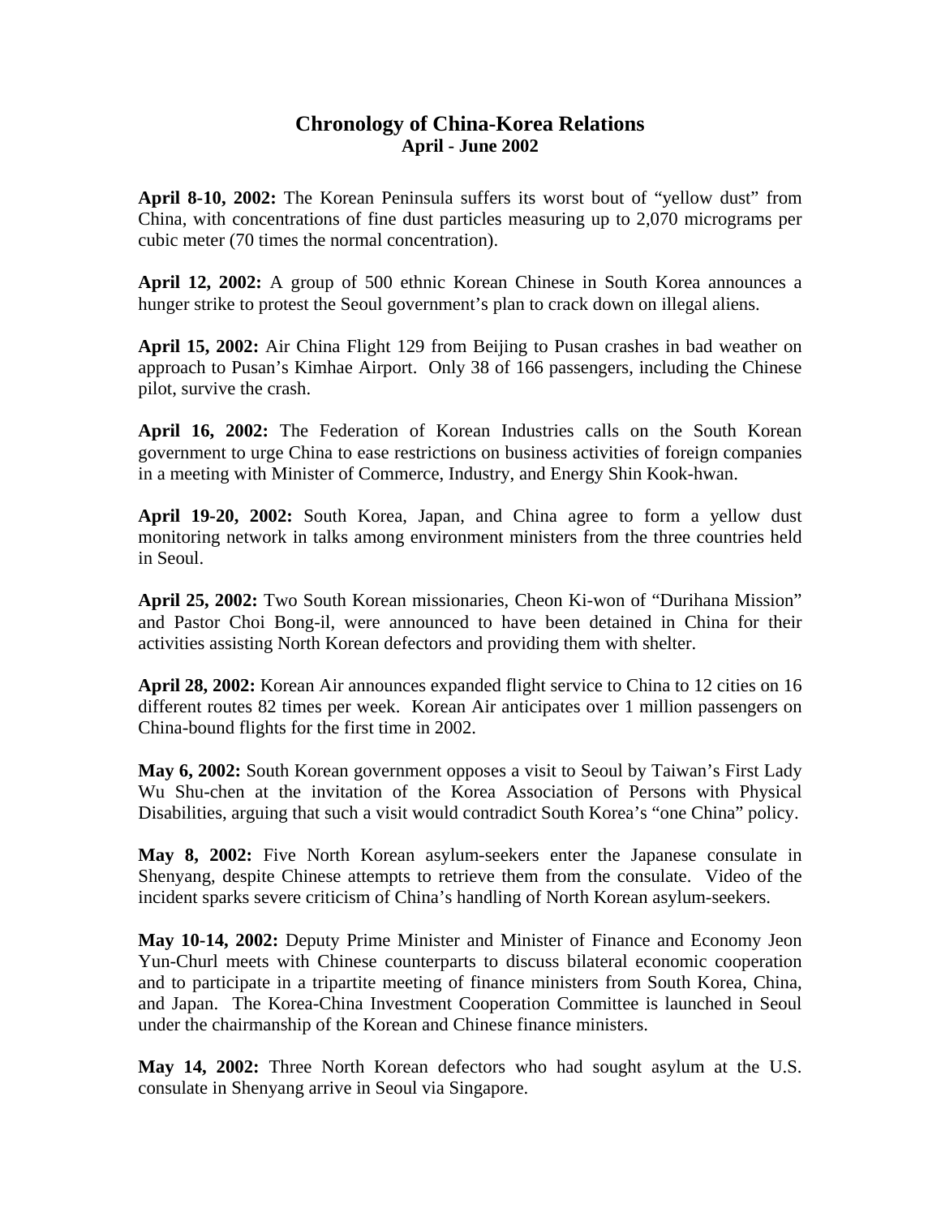# Chronology of China-Korea Relations
## April - June 2002

**April 8-10, 2002:** The Korean Peninsula suffers its worst bout of "yellow dust" from China, with concentrations of fine dust particles measuring up to 2,070 micrograms per cubic meter (70 times the normal concentration).

**April 12, 2002:** A group of 500 ethnic Korean Chinese in South Korea announces a hunger strike to protest the Seoul government's plan to crack down on illegal aliens.

**April 15, 2002:** Air China Flight 129 from Beijing to Pusan crashes in bad weather on approach to Pusan's Kimhae Airport. Only 38 of 166 passengers, including the Chinese pilot, survive the crash.

**April 16, 2002:** The Federation of Korean Industries calls on the South Korean government to urge China to ease restrictions on business activities of foreign companies in a meeting with Minister of Commerce, Industry, and Energy Shin Kook-hwan.

**April 19-20, 2002:** South Korea, Japan, and China agree to form a yellow dust monitoring network in talks among environment ministers from the three countries held in Seoul.

**April 25, 2002:** Two South Korean missionaries, Cheon Ki-won of "Durihana Mission" and Pastor Choi Bong-il, were announced to have been detained in China for their activities assisting North Korean defectors and providing them with shelter.

**April 28, 2002:** Korean Air announces expanded flight service to China to 12 cities on 16 different routes 82 times per week. Korean Air anticipates over 1 million passengers on China-bound flights for the first time in 2002.

**May 6, 2002:** South Korean government opposes a visit to Seoul by Taiwan's First Lady Wu Shu-chen at the invitation of the Korea Association of Persons with Physical Disabilities, arguing that such a visit would contradict South Korea's "one China" policy.

**May 8, 2002:** Five North Korean asylum-seekers enter the Japanese consulate in Shenyang, despite Chinese attempts to retrieve them from the consulate. Video of the incident sparks severe criticism of China's handling of North Korean asylum-seekers.

**May 10-14, 2002:** Deputy Prime Minister and Minister of Finance and Economy Jeon Yun-Churl meets with Chinese counterparts to discuss bilateral economic cooperation and to participate in a tripartite meeting of finance ministers from South Korea, China, and Japan. The Korea-China Investment Cooperation Committee is launched in Seoul under the chairmanship of the Korean and Chinese finance ministers.

**May 14, 2002:** Three North Korean defectors who had sought asylum at the U.S. consulate in Shenyang arrive in Seoul via Singapore.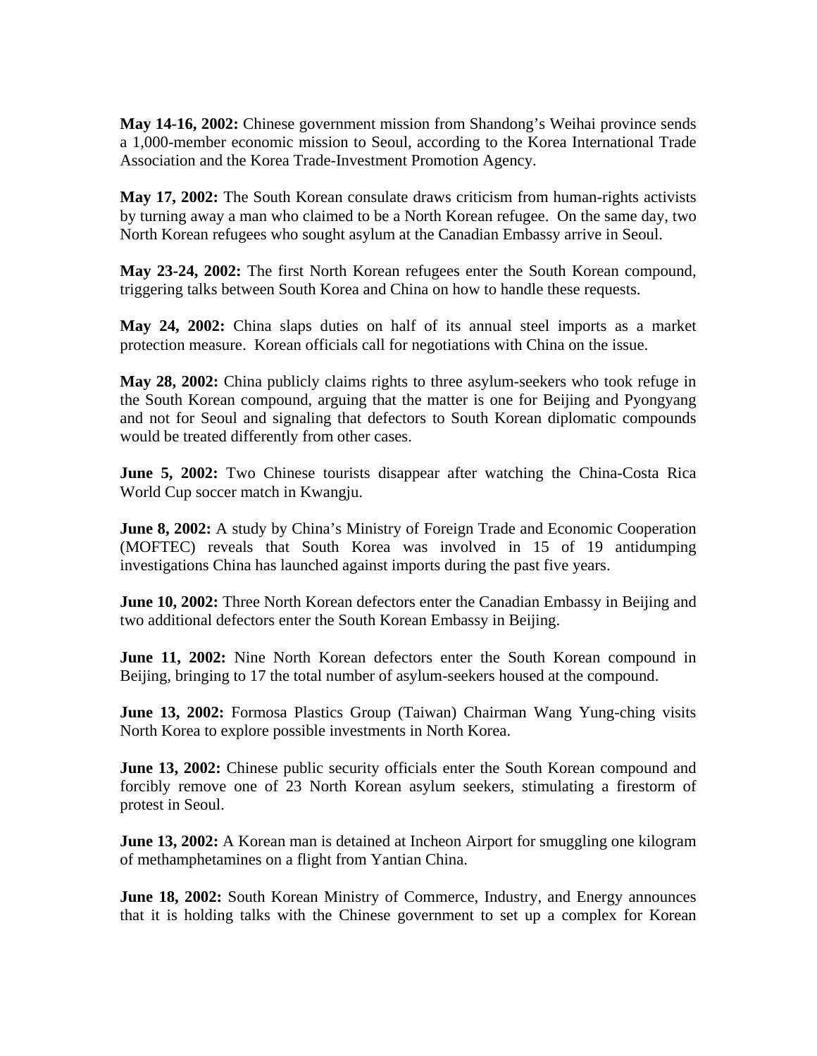**May 14-16, 2002:** Chinese government mission from Shandong's Weihai province sends a 1,000-member economic mission to Seoul, according to the Korea International Trade Association and the Korea Trade-Investment Promotion Agency.

**May 17, 2002:** The South Korean consulate draws criticism from human-rights activists by turning away a man who claimed to be a North Korean refugee. On the same day, two North Korean refugees who sought asylum at the Canadian Embassy arrive in Seoul.

**May 23-24, 2002:** The first North Korean refugees enter the South Korean compound, triggering talks between South Korea and China on how to handle these requests.

**May 24, 2002:** China slaps duties on half of its annual steel imports as a market protection measure. Korean officials call for negotiations with China on the issue.

**May 28, 2002:** China publicly claims rights to three asylum-seekers who took refuge in the South Korean compound, arguing that the matter is one for Beijing and Pyongyang and not for Seoul and signaling that defectors to South Korean diplomatic compounds would be treated differently from other cases.

**June 5, 2002:** Two Chinese tourists disappear after watching the China-Costa Rica World Cup soccer match in Kwangju.

**June 8, 2002:** A study by China's Ministry of Foreign Trade and Economic Cooperation (MOFTEC) reveals that South Korea was involved in 15 of 19 antidumping investigations China has launched against imports during the past five years.

**June 10, 2002:** Three North Korean defectors enter the Canadian Embassy in Beijing and two additional defectors enter the South Korean Embassy in Beijing.

**June 11, 2002:** Nine North Korean defectors enter the South Korean compound in Beijing, bringing to 17 the total number of asylum-seekers housed at the compound.

**June 13, 2002:** Formosa Plastics Group (Taiwan) Chairman Wang Yung-ching visits North Korea to explore possible investments in North Korea.

**June 13, 2002:** Chinese public security officials enter the South Korean compound and forcibly remove one of 23 North Korean asylum seekers, stimulating a firestorm of protest in Seoul.

**June 13, 2002:** A Korean man is detained at Incheon Airport for smuggling one kilogram of methamphetamines on a flight from Yantian China.

**June 18, 2002:** South Korean Ministry of Commerce, Industry, and Energy announces that it is holding talks with the Chinese government to set up a complex for Korean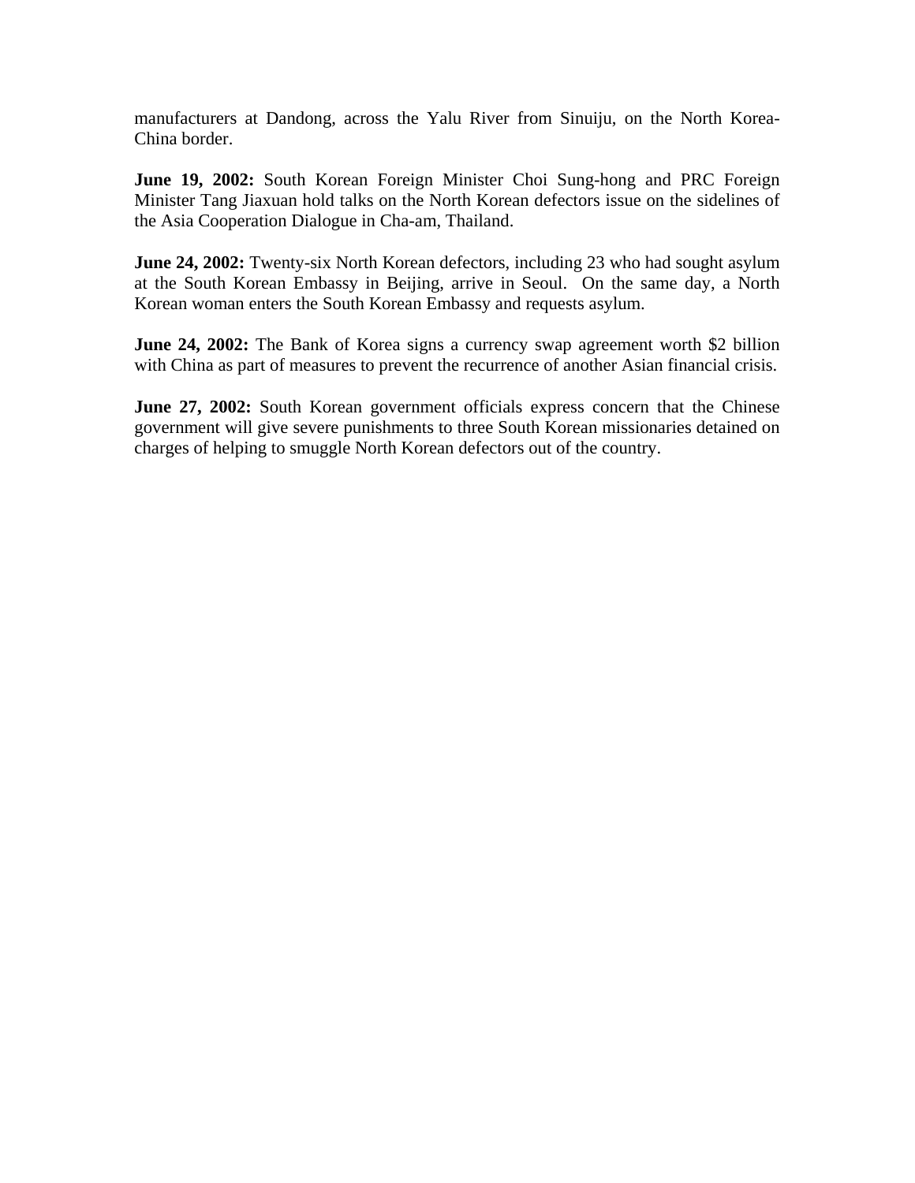manufacturers at Dandong, across the Yalu River from Sinuiju, on the North Korea-China border.

**June 19, 2002:** South Korean Foreign Minister Choi Sung-hong and PRC Foreign Minister Tang Jiaxuan hold talks on the North Korean defectors issue on the sidelines of the Asia Cooperation Dialogue in Cha-am, Thailand.

**June 24, 2002:** Twenty-six North Korean defectors, including 23 who had sought asylum at the South Korean Embassy in Beijing, arrive in Seoul. On the same day, a North Korean woman enters the South Korean Embassy and requests asylum.

**June 24, 2002:** The Bank of Korea signs a currency swap agreement worth $2 billion with China as part of measures to prevent the recurrence of another Asian financial crisis.

**June 27, 2002:** South Korean government officials express concern that the Chinese government will give severe punishments to three South Korean missionaries detained on charges of helping to smuggle North Korean defectors out of the country.